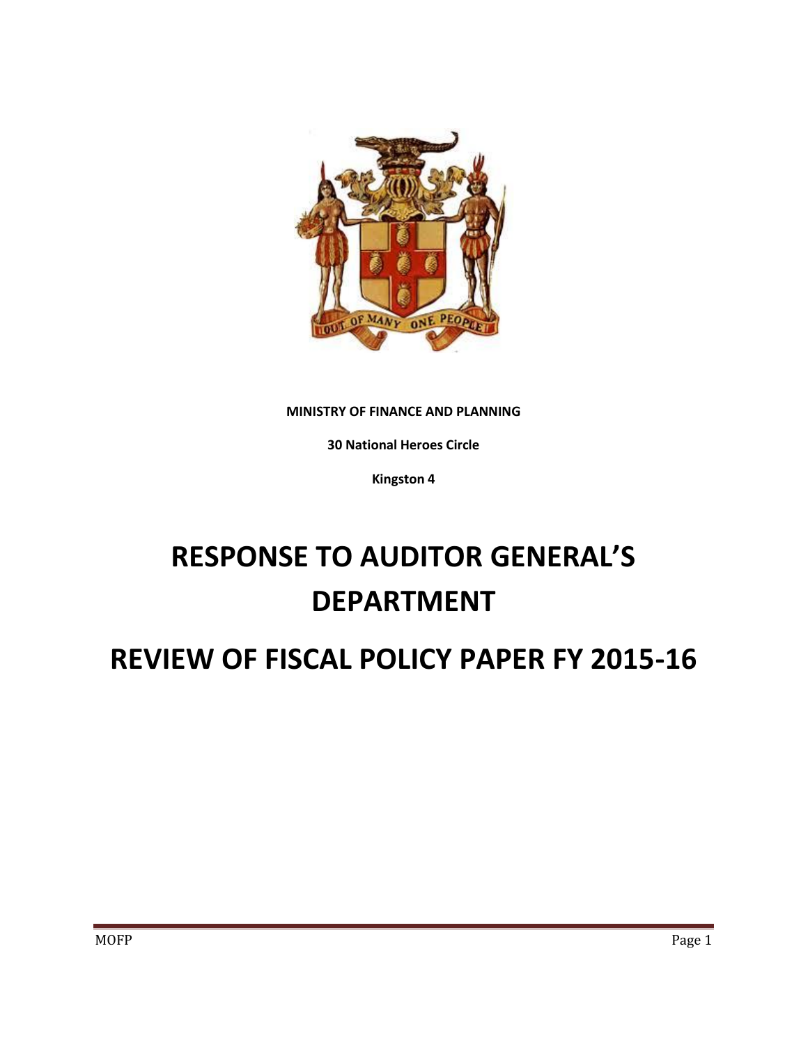**MINISTRY OF FINANCE AND PLANNING**

**30 National Heroes Circle**

**Kingston 4**

# RESPONSE TO AUDITOR GENERAL'S DEPARTMENT

# REVIEW OF FISCAL POLICY PAPER FY 2015-16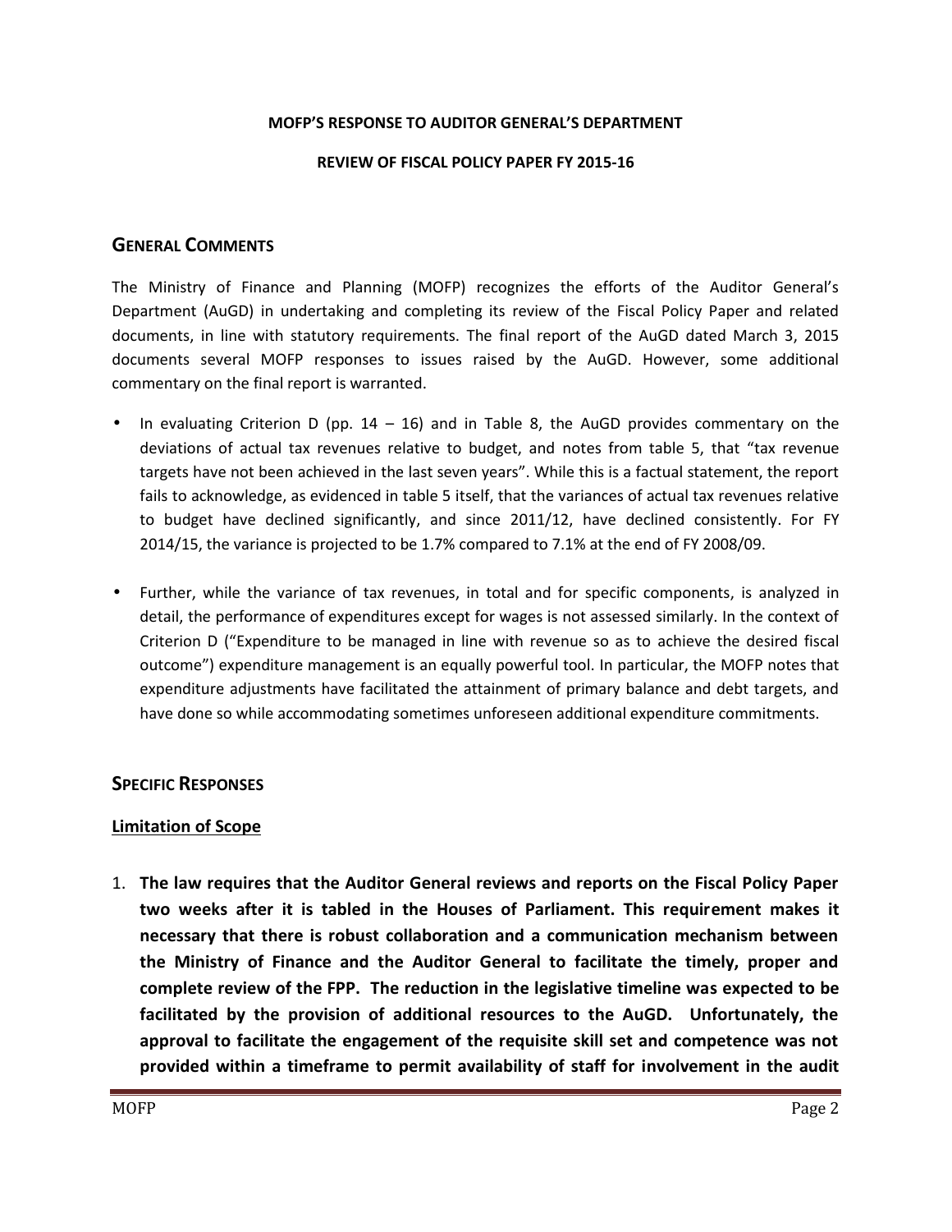**MOFP'S RESPONSE TO AUDITOR GENERAL'S DEPARTMENT**

**REVIEW OF FISCAL POLICY PAPER FY 2015-16**

## General Comments

The Ministry of Finance and Planning (MOFP) recognizes the efforts of the Auditor General's Department (AuGD) in undertaking and completing its review of the Fiscal Policy Paper and related documents, in line with statutory requirements. The final report of the AuGD dated March 3, 2015 documents several MOFP responses to issues raised by the AuGD. However, some additional commentary on the final report is warranted.

- In evaluating Criterion D (pp. 14 – 16) and in Table 8, the AuGD provides commentary on the deviations of actual tax revenues relative to budget, and notes from table 5, that "tax revenue targets have not been achieved in the last seven years". While this is a factual statement, the report fails to acknowledge, as evidenced in table 5 itself, that the variances of actual tax revenues relative to budget have declined significantly, and since 2011/12, have declined consistently. For FY 2014/15, the variance is projected to be 1.7% compared to 7.1% at the end of FY 2008/09.

- Further, while the variance of tax revenues, in total and for specific components, is analyzed in detail, the performance of expenditures except for wages is not assessed similarly. In the context of Criterion D ("Expenditure to be managed in line with revenue so as to achieve the desired fiscal outcome") expenditure management is an equally powerful tool. In particular, the MOFP notes that expenditure adjustments have facilitated the attainment of primary balance and debt targets, and have done so while accommodating sometimes unforeseen additional expenditure commitments.

## Specific Responses

### Limitation of Scope

1. **The law requires that the Auditor General reviews and reports on the Fiscal Policy Paper two weeks after it is tabled in the Houses of Parliament. This requirement makes it necessary that there is robust collaboration and a communication mechanism between the Ministry of Finance and the Auditor General to facilitate the timely, proper and complete review of the FPP. The reduction in the legislative timeline was expected to be facilitated by the provision of additional resources to the AuGD. Unfortunately, the approval to facilitate the engagement of the requisite skill set and competence was not provided within a timeframe to permit availability of staff for involvement in the audit**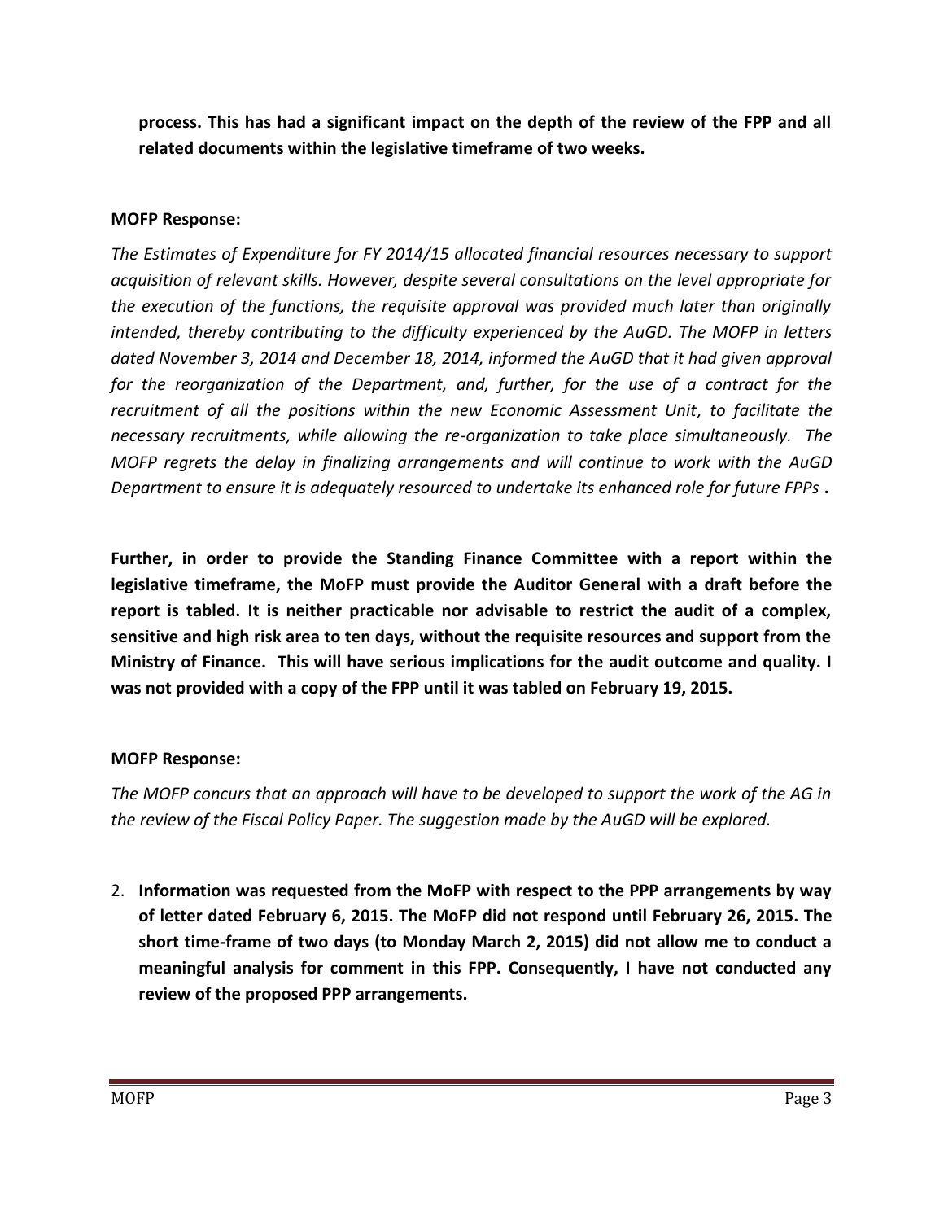**process. This has had a significant impact on the depth of the review of the FPP and all related documents within the legislative timeframe of two weeks.**

**MOFP Response:**

*The Estimates of Expenditure for FY 2014/15 allocated financial resources necessary to support acquisition of relevant skills. However, despite several consultations on the level appropriate for the execution of the functions, the requisite approval was provided much later than originally intended, thereby contributing to the difficulty experienced by the AuGD. The MOFP in letters dated November 3, 2014 and December 18, 2014, informed the AuGD that it had given approval for the reorganization of the Department, and, further, for the use of a contract for the recruitment of all the positions within the new Economic Assessment Unit, to facilitate the necessary recruitments, while allowing the re-organization to take place simultaneously. The MOFP regrets the delay in finalizing arrangements and will continue to work with the AuGD Department to ensure it is adequately resourced to undertake its enhanced role for future FPPs* **.**

**Further, in order to provide the Standing Finance Committee with a report within the legislative timeframe, the MoFP must provide the Auditor General with a draft before the report is tabled. It is neither practicable nor advisable to restrict the audit of a complex, sensitive and high risk area to ten days, without the requisite resources and support from the Ministry of Finance. This will have serious implications for the audit outcome and quality. I was not provided with a copy of the FPP until it was tabled on February 19, 2015.**

**MOFP Response:**

*The MOFP concurs that an approach will have to be developed to support the work of the AG in the review of the Fiscal Policy Paper. The suggestion made by the AuGD will be explored.*

2. **Information was requested from the MoFP with respect to the PPP arrangements by way of letter dated February 6, 2015. The MoFP did not respond until February 26, 2015. The short time-frame of two days (to Monday March 2, 2015) did not allow me to conduct a meaningful analysis for comment in this FPP. Consequently, I have not conducted any review of the proposed PPP arrangements.**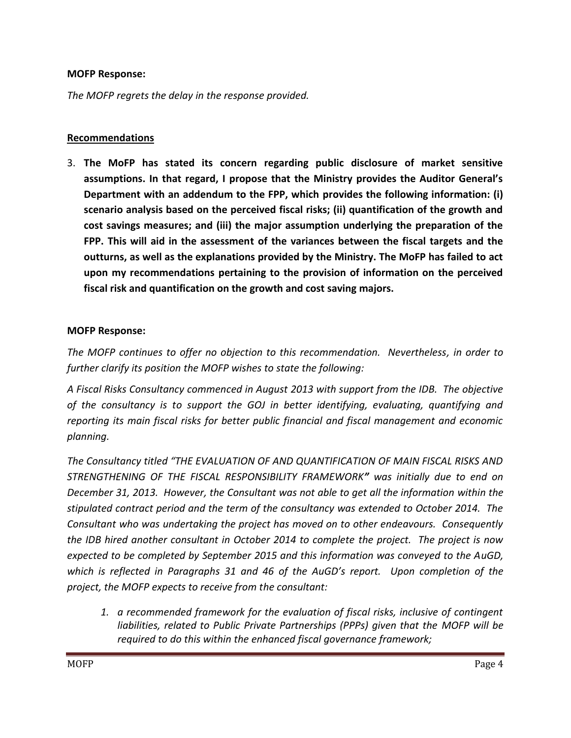**MOFP Response:**

*The MOFP regrets the delay in the response provided.*

**Recommendations**

3. **The MoFP has stated its concern regarding public disclosure of market sensitive assumptions. In that regard, I propose that the Ministry provides the Auditor General's Department with an addendum to the FPP, which provides the following information: (i) scenario analysis based on the perceived fiscal risks; (ii) quantification of the growth and cost savings measures; and (iii) the major assumption underlying the preparation of the FPP. This will aid in the assessment of the variances between the fiscal targets and the outturns, as well as the explanations provided by the Ministry. The MoFP has failed to act upon my recommendations pertaining to the provision of information on the perceived fiscal risk and quantification on the growth and cost saving majors.**

**MOFP Response:**

*The MOFP continues to offer no objection to this recommendation. Nevertheless, in order to further clarify its position the MOFP wishes to state the following:*

*A Fiscal Risks Consultancy commenced in August 2013 with support from the IDB. The objective of the consultancy is to support the GOJ in better identifying, evaluating, quantifying and reporting its main fiscal risks for better public financial and fiscal management and economic planning.*

*The Consultancy titled "THE EVALUATION OF AND QUANTIFICATION OF MAIN FISCAL RISKS AND STRENGTHENING OF THE FISCAL RESPONSIBILITY FRAMEWORK" was initially due to end on December 31, 2013. However, the Consultant was not able to get all the information within the stipulated contract period and the term of the consultancy was extended to October 2014. The Consultant who was undertaking the project has moved on to other endeavours. Consequently the IDB hired another consultant in October 2014 to complete the project. The project is now expected to be completed by September 2015 and this information was conveyed to the AuGD, which is reflected in Paragraphs 31 and 46 of the AuGD's report. Upon completion of the project, the MOFP expects to receive from the consultant:*

1. *a recommended framework for the evaluation of fiscal risks, inclusive of contingent liabilities, related to Public Private Partnerships (PPPs) given that the MOFP will be required to do this within the enhanced fiscal governance framework;*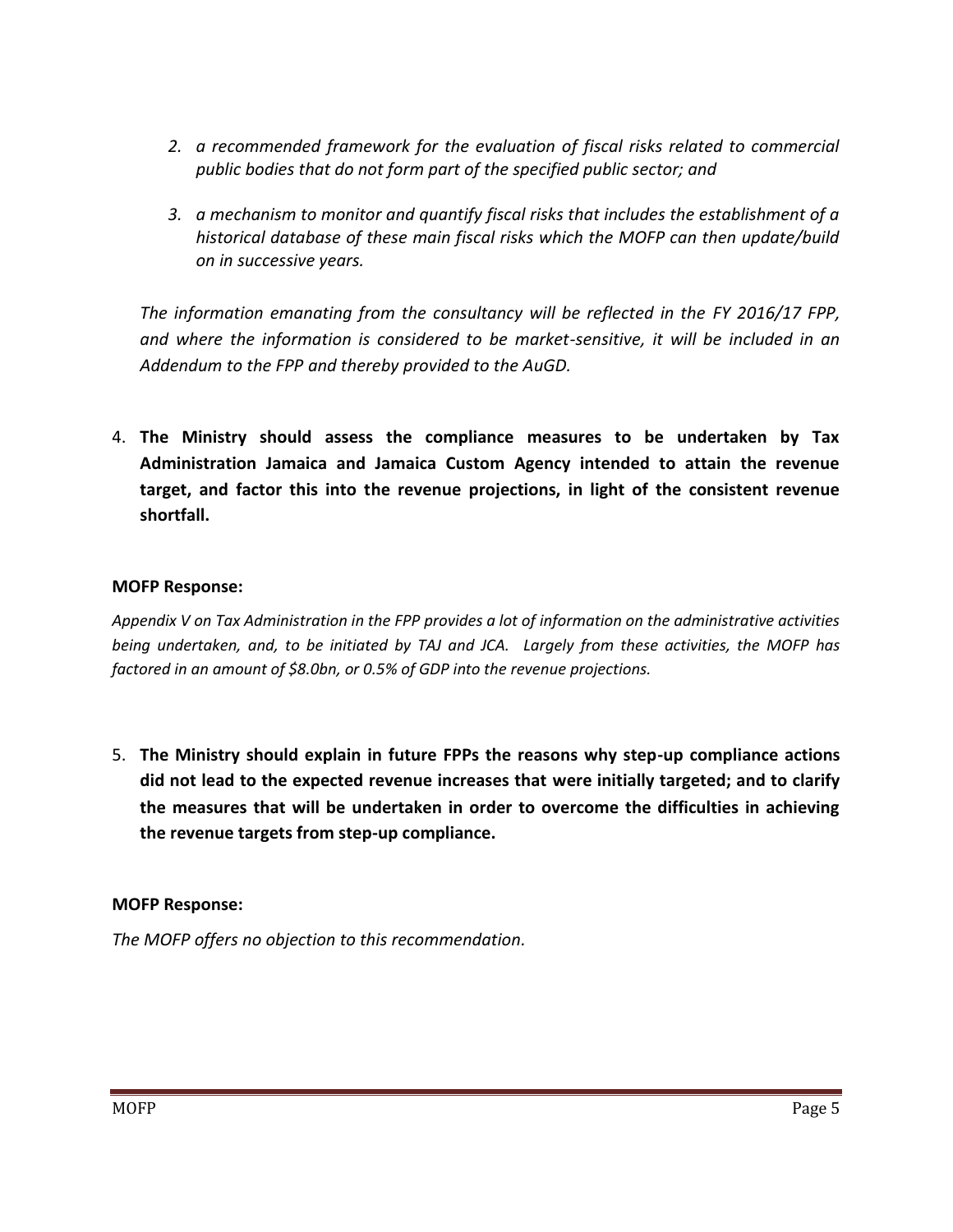2. *a recommended framework for the evaluation of fiscal risks related to commercial public bodies that do not form part of the specified public sector; and*

3. *a mechanism to monitor and quantify fiscal risks that includes the establishment of a historical database of these main fiscal risks which the MOFP can then update/build on in successive years.*

*The information emanating from the consultancy will be reflected in the FY 2016/17 FPP, and where the information is considered to be market-sensitive, it will be included in an Addendum to the FPP and thereby provided to the AuGD.*

4. **The Ministry should assess the compliance measures to be undertaken by Tax Administration Jamaica and Jamaica Custom Agency intended to attain the revenue target, and factor this into the revenue projections, in light of the consistent revenue shortfall.**

**MOFP Response:**

*Appendix V on Tax Administration in the FPP provides a lot of information on the administrative activities being undertaken, and, to be initiated by TAJ and JCA. Largely from these activities, the MOFP has factored in an amount of $8.0bn, or 0.5% of GDP into the revenue projections.*

5. **The Ministry should explain in future FPPs the reasons why step-up compliance actions did not lead to the expected revenue increases that were initially targeted; and to clarify the measures that will be undertaken in order to overcome the difficulties in achieving the revenue targets from step-up compliance.**

**MOFP Response:**

*The MOFP offers no objection to this recommendation.*